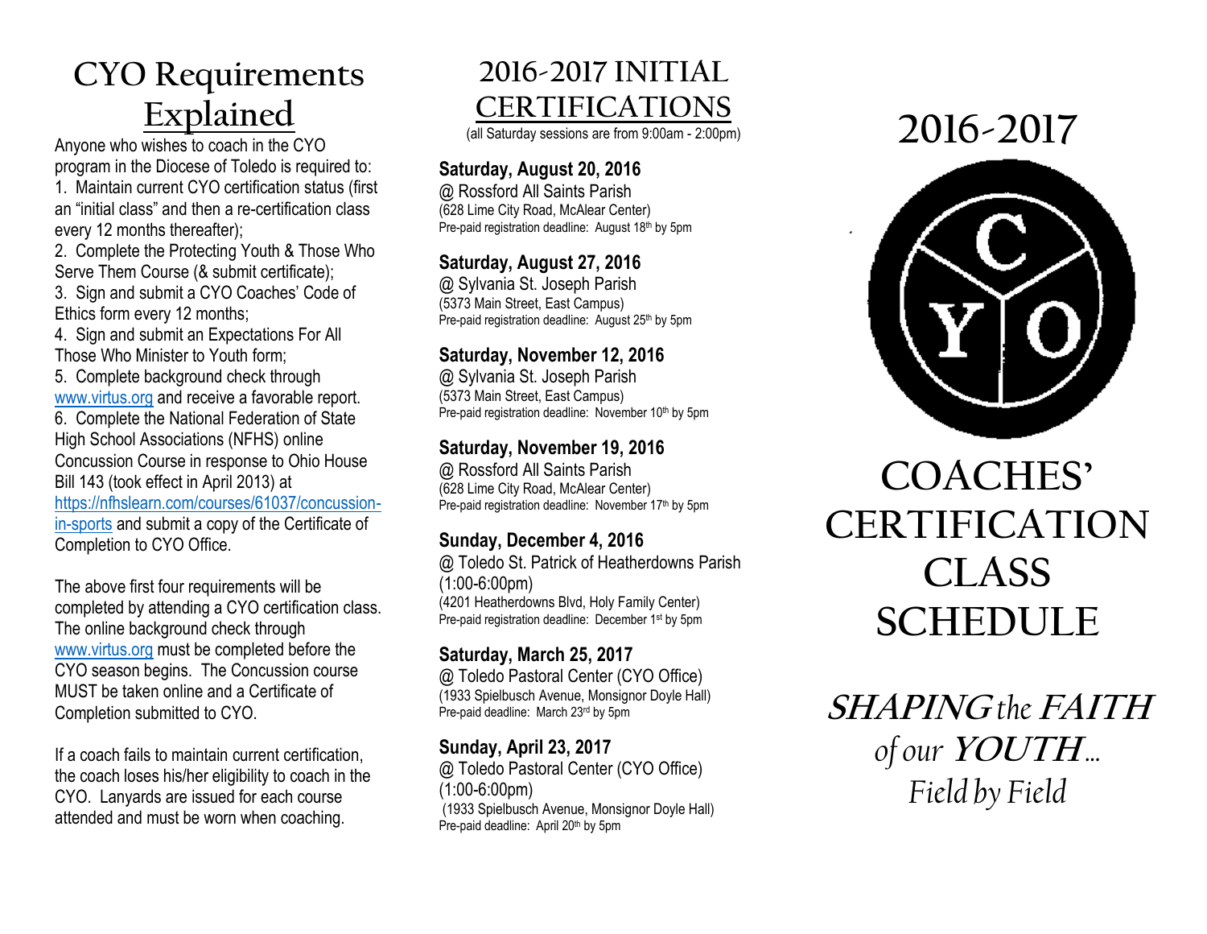# CYO Requirements Explained

Anyone who wishes to coach in the CYO program in the Diocese of Toledo is required to:

1. Maintain current CYO certification status (first an "initial class" and then a re-certification class every 12 months thereafter);
2. Complete the Protecting Youth & Those Who Serve Them Course (& submit certificate);
3. Sign and submit a CYO Coaches' Code of Ethics form every 12 months;
4. Sign and submit an Expectations For All Those Who Minister to Youth form;
5. Complete background check through www.virtus.org and receive a favorable report.
6. Complete the National Federation of State High School Associations (NFHS) online Concussion Course in response to Ohio House Bill 143 (took effect in April 2013) at https://nfhslearn.com/courses/61037/concussion-in-sports and submit a copy of the Certificate of Completion to CYO Office.

The above first four requirements will be completed by attending a CYO certification class. The online background check through www.virtus.org must be completed before the CYO season begins. The Concussion course MUST be taken online and a Certificate of Completion submitted to CYO.

If a coach fails to maintain current certification, the coach loses his/her eligibility to coach in the CYO. Lanyards are issued for each course attended and must be worn when coaching.

# 2016-2017 INITIAL CERTIFICATIONS

(all Saturday sessions are from 9:00am - 2:00pm)

**Saturday, August 20, 2016**
@ Rossford All Saints Parish
(628 Lime City Road, McAlear Center)
Pre-paid registration deadline: August 18th by 5pm

**Saturday, August 27, 2016**
@ Sylvania St. Joseph Parish
(5373 Main Street, East Campus)
Pre-paid registration deadline: August 25th by 5pm

**Saturday, November 12, 2016**
@ Sylvania St. Joseph Parish
(5373 Main Street, East Campus)
Pre-paid registration deadline: November 10th by 5pm

**Saturday, November 19, 2016**
@ Rossford All Saints Parish
(628 Lime City Road, McAlear Center)
Pre-paid registration deadline: November 17th by 5pm

**Sunday, December 4, 2016**
@ Toledo St. Patrick of Heatherdowns Parish
(1:00-6:00pm)
(4201 Heatherdowns Blvd, Holy Family Center)
Pre-paid registration deadline: December 1st by 5pm

**Saturday, March 25, 2017**
@ Toledo Pastoral Center (CYO Office)
(1933 Spielbusch Avenue, Monsignor Doyle Hall)
Pre-paid deadline: March 23rd by 5pm

**Sunday, April 23, 2017**
@ Toledo Pastoral Center (CYO Office)
(1:00-6:00pm)
(1933 Spielbusch Avenue, Monsignor Doyle Hall)
Pre-paid deadline: April 20th by 5pm

# 2016-2017

C Y O

# COACHES' CERTIFICATION CLASS SCHEDULE

***SHAPING** the **FAITH** of our **YOUTH**… Field by Field*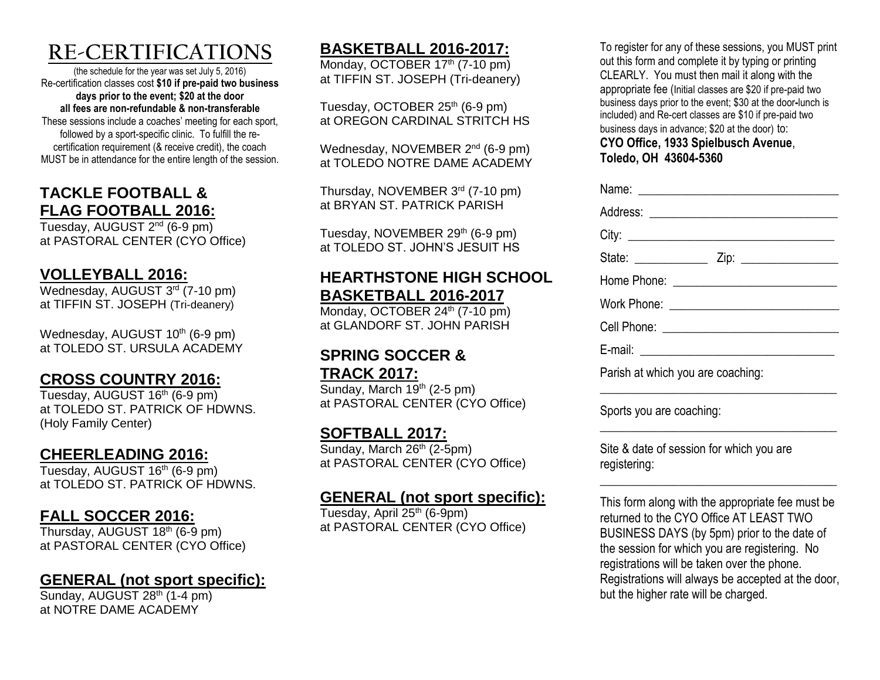# RE-CERTIFICATIONS

(the schedule for the year was set July 5, 2016)
Re-certification classes cost **$10 if pre-paid two business days prior to the event; $20 at the door**
**all fees are non-refundable & non-transferable**
These sessions include a coaches' meeting for each sport, followed by a sport-specific clinic. To fulfill the re-certification requirement (& receive credit), the coach MUST be in attendance for the entire length of the session.

## TACKLE FOOTBALL & FLAG FOOTBALL 2016:

Tuesday, AUGUST 2nd (6-9 pm)
at PASTORAL CENTER (CYO Office)

## VOLLEYBALL 2016:

Wednesday, AUGUST 3rd (7-10 pm)
at TIFFIN ST. JOSEPH (Tri-deanery)

Wednesday, AUGUST 10th (6-9 pm)
at TOLEDO ST. URSULA ACADEMY

## CROSS COUNTRY 2016:

Tuesday, AUGUST 16th (6-9 pm)
at TOLEDO ST. PATRICK OF HDWNS. (Holy Family Center)

## CHEERLEADING 2016:

Tuesday, AUGUST 16th (6-9 pm)
at TOLEDO ST. PATRICK OF HDWNS.

## FALL SOCCER 2016:

Thursday, AUGUST 18th (6-9 pm)
at PASTORAL CENTER (CYO Office)

## GENERAL (not sport specific):

Sunday, AUGUST 28th (1-4 pm)
at NOTRE DAME ACADEMY

## BASKETBALL 2016-2017:

Monday, OCTOBER 17th (7-10 pm)
at TIFFIN ST. JOSEPH (Tri-deanery)

Tuesday, OCTOBER 25th (6-9 pm)
at OREGON CARDINAL STRITCH HS

Wednesday, NOVEMBER 2nd (6-9 pm)
at TOLEDO NOTRE DAME ACADEMY

Thursday, NOVEMBER 3rd (7-10 pm)
at BRYAN ST. PATRICK PARISH

Tuesday, NOVEMBER 29th (6-9 pm)
at TOLEDO ST. JOHN'S JESUIT HS

## HEARTHSTONE HIGH SCHOOL BASKETBALL 2016-2017

Monday, OCTOBER 24th (7-10 pm)
at GLANDORF ST. JOHN PARISH

## SPRING SOCCER & TRACK 2017:

Sunday, March 19th (2-5 pm)
at PASTORAL CENTER (CYO Office)

## SOFTBALL 2017:

Sunday, March 26th (2-5pm)
at PASTORAL CENTER (CYO Office)

## GENERAL (not sport specific):

Tuesday, April 25th (6-9pm)
at PASTORAL CENTER (CYO Office)

To register for any of these sessions, you MUST print out this form and complete it by typing or printing CLEARLY. You must then mail it along with the appropriate fee (Initial classes are $20 if pre-paid two business days prior to the event; $30 at the door-lunch is included) and Re-cert classes are $10 if pre-paid two business days in advance; $20 at the door) to:
**CYO Office, 1933 Spielbusch Avenue, Toledo, OH 43604-5360**

Name: ______________________________

Address: ____________________________

City: _______________________________

State: ___________ Zip: ______________

Home Phone: _________________________

Work Phone: __________________________

Cell Phone: ___________________________

E-mail: _____________________________

Parish at which you are coaching:
____________________________________

Sports you are coaching:
____________________________________

Site & date of session for which you are registering:
____________________________________

This form along with the appropriate fee must be returned to the CYO Office AT LEAST TWO BUSINESS DAYS (by 5pm) prior to the date of the session for which you are registering. No registrations will be taken over the phone. Registrations will always be accepted at the door, but the higher rate will be charged.